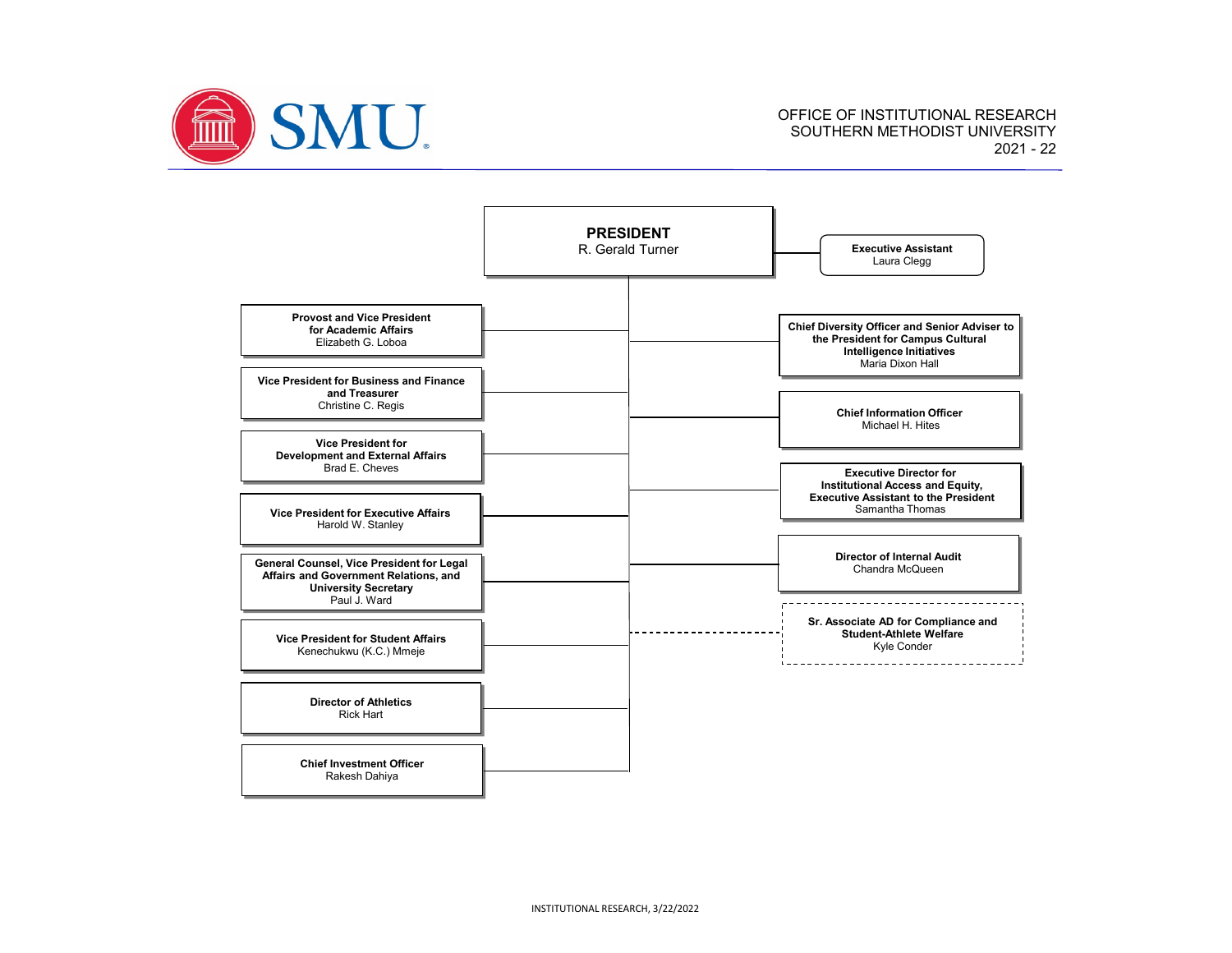SMU

OFFICE OF INSTITUTIONAL RESEARCH
SOUTHERN METHODIST UNIVERSITY
2021 - 22

# PRESIDENT
R. Gerald Turner

**Executive Assistant**
Laura Clegg

**Provost and Vice President for Academic Affairs**
Elizabeth G. Loboa

**Vice President for Business and Finance and Treasurer**
Christine C. Regis

**Vice President for Development and External Affairs**
Brad E. Cheves

**Vice President for Executive Affairs**
Harold W. Stanley

**General Counsel, Vice President for Legal Affairs and Government Relations, and University Secretary**
Paul J. Ward

**Vice President for Student Affairs**
Kenechukwu (K.C.) Mmeje

**Director of Athletics**
Rick Hart

**Chief Investment Officer**
Rakesh Dahiya

**Chief Diversity Officer and Senior Adviser to the President for Campus Cultural Intelligence Initiatives**
Maria Dixon Hall

**Chief Information Officer**
Michael H. Hites

**Executive Director for Institutional Access and Equity, Executive Assistant to the President**
Samantha Thomas

**Director of Internal Audit**
Chandra McQueen

**Sr. Associate AD for Compliance and Student-Athlete Welfare**
Kyle Conder

INSTITUTIONAL RESEARCH, 3/22/2022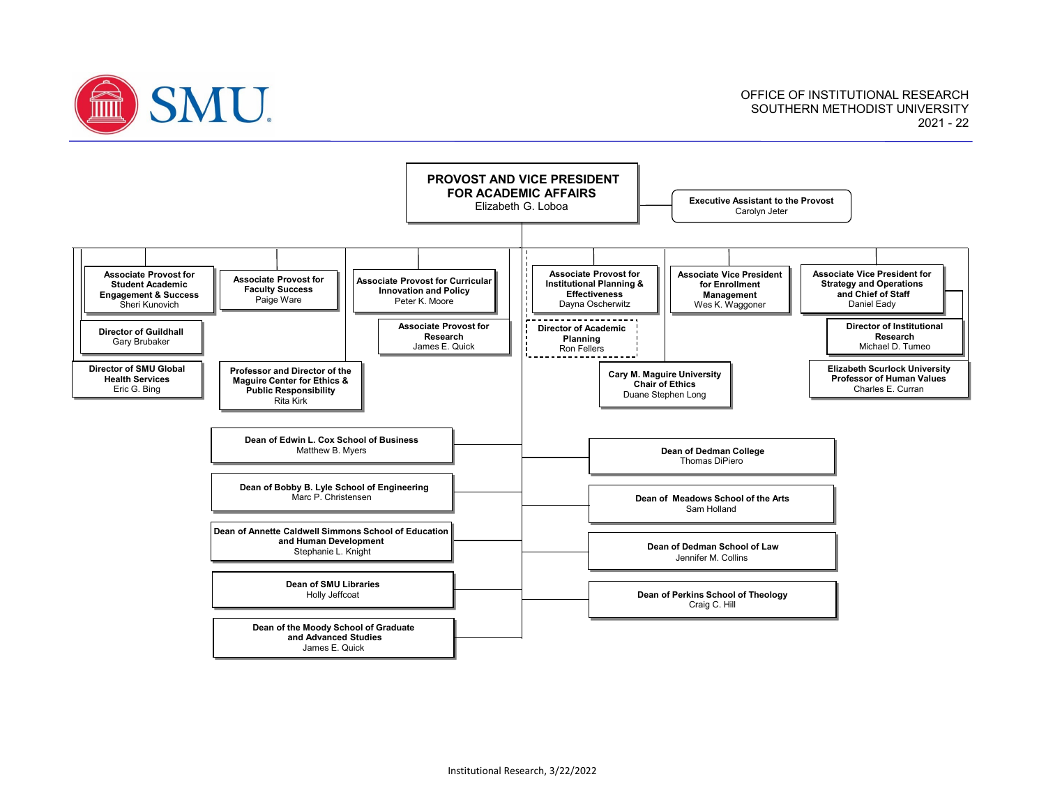OFFICE OF INSTITUTIONAL RESEARCH
SOUTHERN METHODIST UNIVERSITY
2021 - 22

# PROVOST AND VICE PRESIDENT FOR ACADEMIC AFFAIRS
Elizabeth G. Loboa

- **Executive Assistant to the Provost** – Carolyn Jeter

## Direct Reports

- **Associate Provost for Student Academic Engagement & Success** – Sheri Kunovich
  - **Director of Guildhall** – Gary Brubaker
  - **Director of SMU Global Health Services** – Eric G. Bing
- **Associate Provost for Faculty Success** – Paige Ware
  - **Professor and Director of the Maguire Center for Ethics & Public Responsibility** – Rita Kirk
- **Associate Provost for Curricular Innovation and Policy** – Peter K. Moore
  - **Associate Provost for Research** – James E. Quick
- **Associate Provost for Institutional Planning & Effectiveness** – Dayna Oscherwitz
  - **Director of Academic Planning** – Ron Fellers
- **Associate Vice President for Enrollment Management** – Wes K. Waggoner
  - **Cary M. Maguire University Chair of Ethics** – Duane Stephen Long
- **Associate Vice President for Strategy and Operations and Chief of Staff** – Daniel Eady
  - **Director of Institutional Research** – Michael D. Tumeo
  - **Elizabeth Scurlock University Professor of Human Values** – Charles E. Curran

## Deans

- **Dean of Edwin L. Cox School of Business** – Matthew B. Myers
- **Dean of Bobby B. Lyle School of Engineering** – Marc P. Christensen
- **Dean of Annette Caldwell Simmons School of Education and Human Development** – Stephanie L. Knight
- **Dean of SMU Libraries** – Holly Jeffcoat
- **Dean of the Moody School of Graduate and Advanced Studies** – James E. Quick
- **Dean of Dedman College** – Thomas DiPiero
- **Dean of Meadows School of the Arts** – Sam Holland
- **Dean of Dedman School of Law** – Jennifer M. Collins
- **Dean of Perkins School of Theology** – Craig C. Hill

Institutional Research, 3/22/2022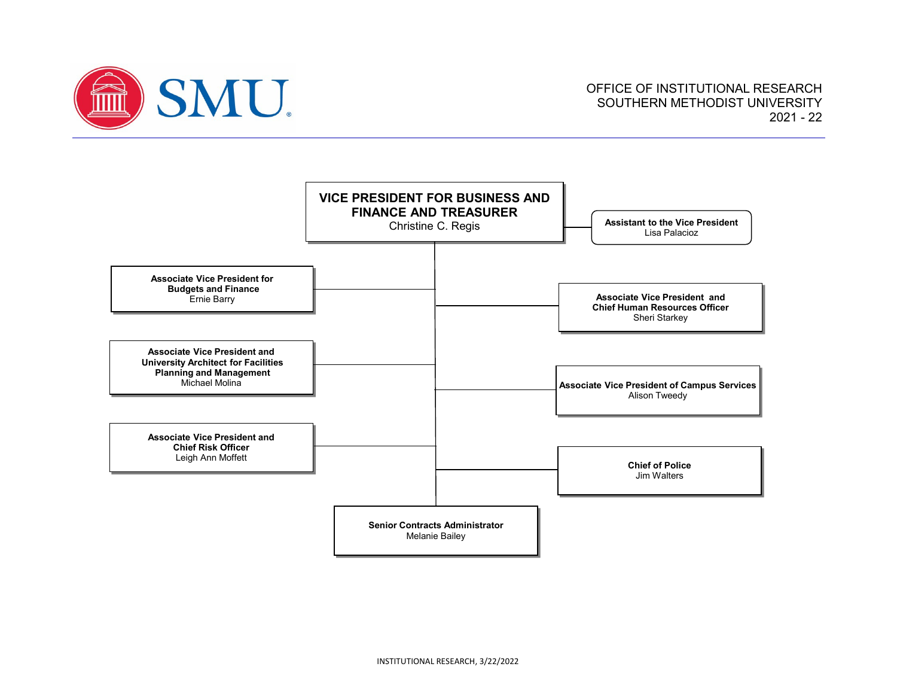OFFICE OF INSTITUTIONAL RESEARCH
SOUTHERN METHODIST UNIVERSITY
2021 - 22

**VICE PRESIDENT FOR BUSINESS AND FINANCE AND TREASURER**
Christine C. Regis

- **Assistant to the Vice President**
  Lisa Palacioz
- **Associate Vice President for Budgets and Finance**
  Ernie Barry
- **Associate Vice President and Chief Human Resources Officer**
  Sheri Starkey
- **Associate Vice President and University Architect for Facilities Planning and Management**
  Michael Molina
- **Associate Vice President of Campus Services**
  Alison Tweedy
- **Associate Vice President and Chief Risk Officer**
  Leigh Ann Moffett
- **Chief of Police**
  Jim Walters
- **Senior Contracts Administrator**
  Melanie Bailey

INSTITUTIONAL RESEARCH, 3/22/2022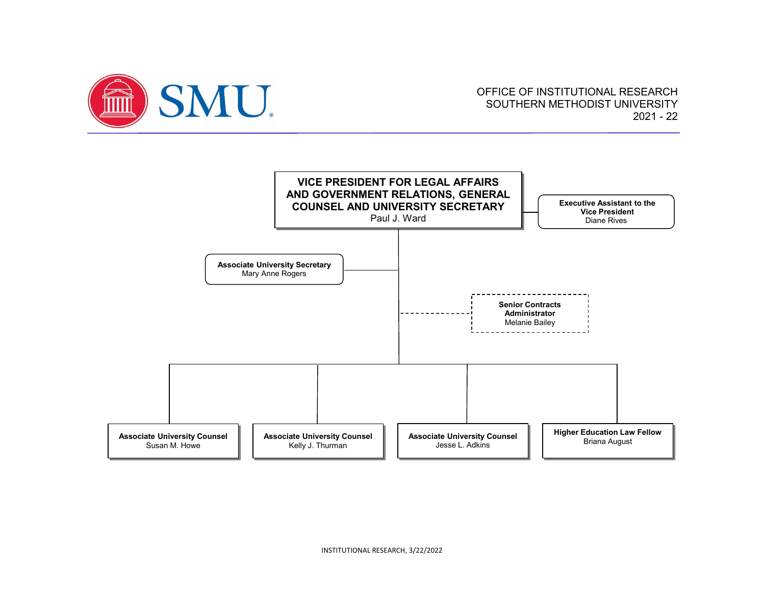OFFICE OF INSTITUTIONAL RESEARCH
SOUTHERN METHODIST UNIVERSITY
2021 - 22

**VICE PRESIDENT FOR LEGAL AFFAIRS AND GOVERNMENT RELATIONS, GENERAL COUNSEL AND UNIVERSITY SECRETARY**
Paul J. Ward

- **Executive Assistant to the Vice President**
  Diane Rives
- **Associate University Secretary**
  Mary Anne Rogers
- **Senior Contracts Administrator**
  Melanie Bailey
- **Associate University Counsel**
  Susan M. Howe
- **Associate University Counsel**
  Kelly J. Thurman
- **Associate University Counsel**
  Jesse L. Adkins
- **Higher Education Law Fellow**
  Briana August

INSTITUTIONAL RESEARCH, 3/22/2022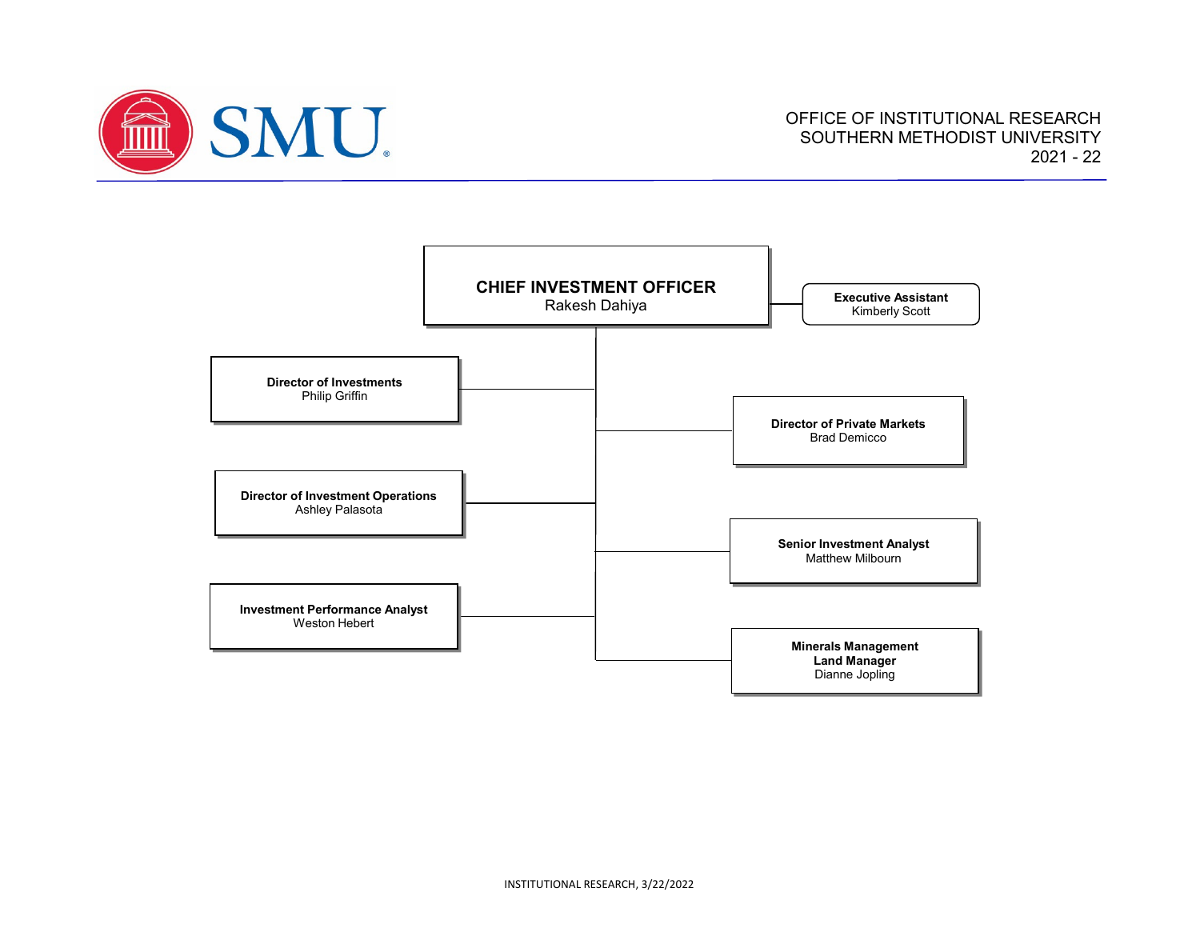OFFICE OF INSTITUTIONAL RESEARCH
SOUTHERN METHODIST UNIVERSITY
2021 - 22

**CHIEF INVESTMENT OFFICER**
Rakesh Dahiya

- **Executive Assistant**
  Kimberly Scott

- **Director of Investments**
  Philip Griffin

- **Director of Private Markets**
  Brad Demicco

- **Director of Investment Operations**
  Ashley Palasota

- **Senior Investment Analyst**
  Matthew Milbourn

- **Investment Performance Analyst**
  Weston Hebert

- **Minerals Management Land Manager**
  Dianne Jopling

INSTITUTIONAL RESEARCH, 3/22/2022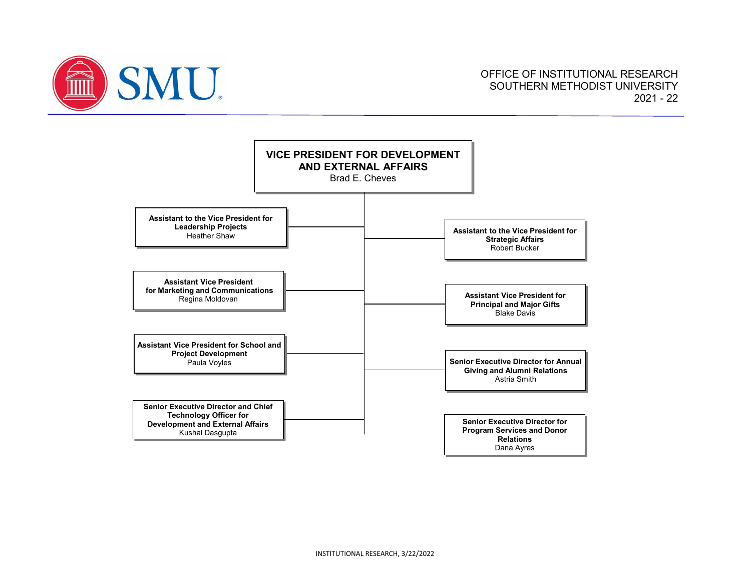OFFICE OF INSTITUTIONAL RESEARCH
SOUTHERN METHODIST UNIVERSITY
2021 - 22

# VICE PRESIDENT FOR DEVELOPMENT AND EXTERNAL AFFAIRS
Brad E. Cheves

- **Assistant to the Vice President for Leadership Projects**
  Heather Shaw
- **Assistant to the Vice President for Strategic Affairs**
  Robert Bucker
- **Assistant Vice President for Marketing and Communications**
  Regina Moldovan
- **Assistant Vice President for Principal and Major Gifts**
  Blake Davis
- **Assistant Vice President for School and Project Development**
  Paula Voyles
- **Senior Executive Director for Annual Giving and Alumni Relations**
  Astria Smith
- **Senior Executive Director and Chief Technology Officer for Development and External Affairs**
  Kushal Dasgupta
- **Senior Executive Director for Program Services and Donor Relations**
  Dana Ayres

INSTITUTIONAL RESEARCH, 3/22/2022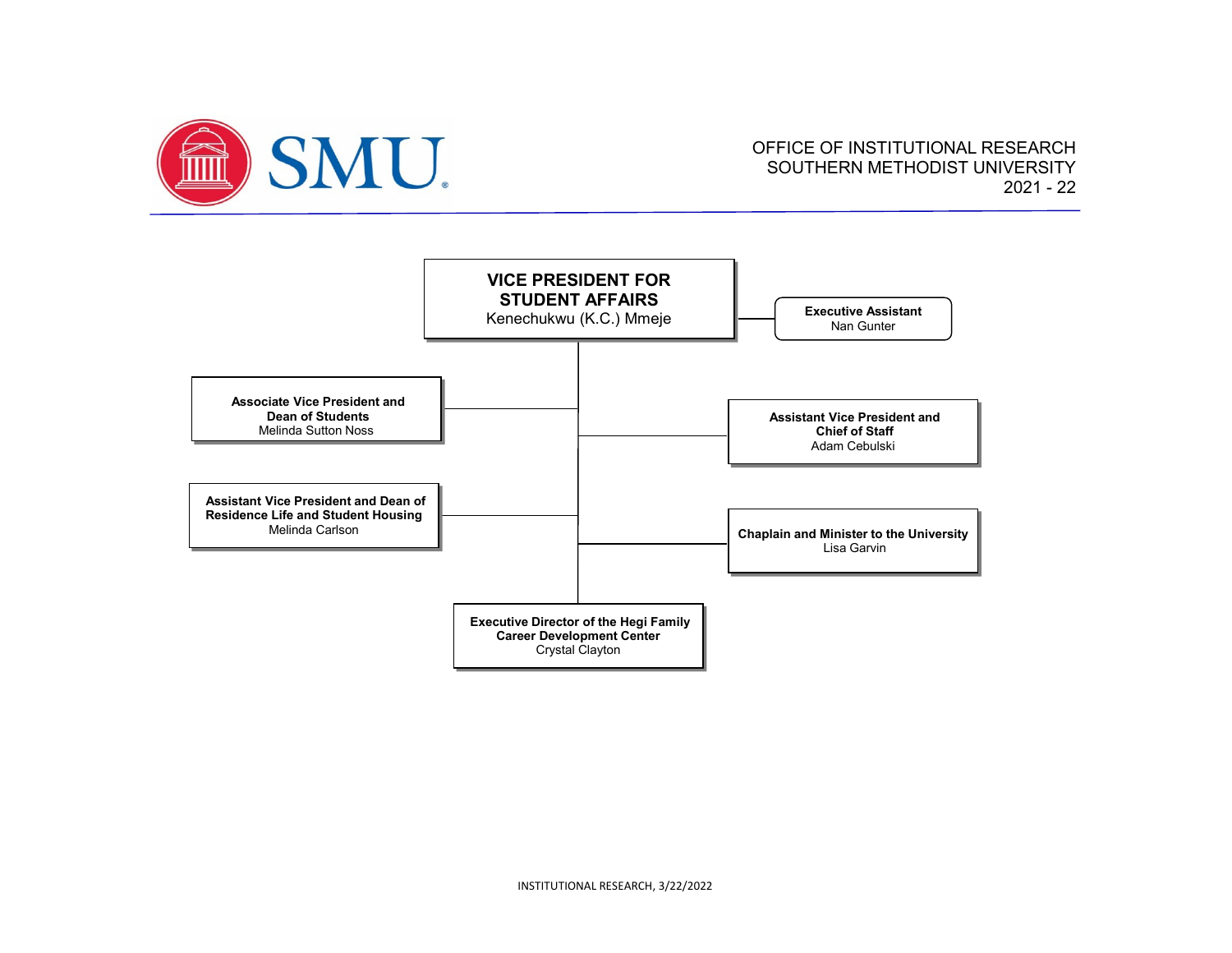OFFICE OF INSTITUTIONAL RESEARCH
SOUTHERN METHODIST UNIVERSITY
2021 - 22

**VICE PRESIDENT FOR STUDENT AFFAIRS**
Kenechukwu (K.C.) Mmeje

- **Executive Assistant**
  Nan Gunter

- **Associate Vice President and Dean of Students**
  Melinda Sutton Noss

- **Assistant Vice President and Chief of Staff**
  Adam Cebulski

- **Assistant Vice President and Dean of Residence Life and Student Housing**
  Melinda Carlson

- **Chaplain and Minister to the University**
  Lisa Garvin

- **Executive Director of the Hegi Family Career Development Center**
  Crystal Clayton

INSTITUTIONAL RESEARCH, 3/22/2022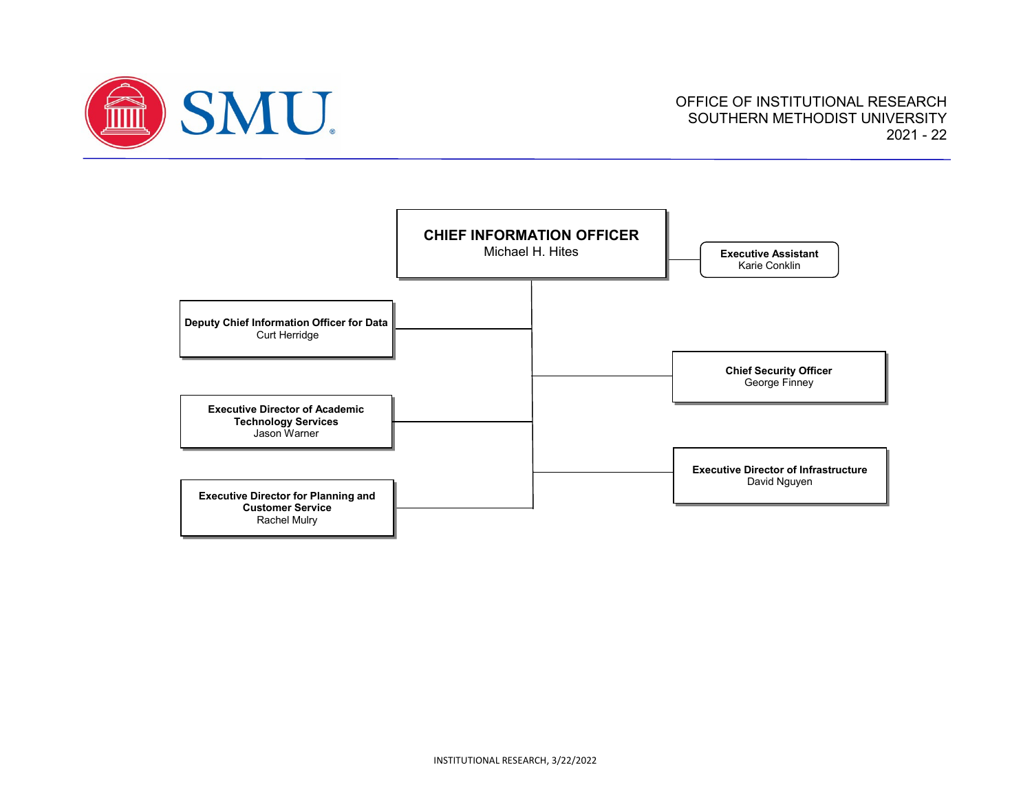OFFICE OF INSTITUTIONAL RESEARCH
SOUTHERN METHODIST UNIVERSITY
2021 - 22

**CHIEF INFORMATION OFFICER**
Michael H. Hites

**Executive Assistant**
Karie Conklin

**Deputy Chief Information Officer for Data**
Curt Herridge

**Executive Director of Academic Technology Services**
Jason Warner

**Executive Director for Planning and Customer Service**
Rachel Mulry

**Chief Security Officer**
George Finney

**Executive Director of Infrastructure**
David Nguyen

INSTITUTIONAL RESEARCH, 3/22/2022